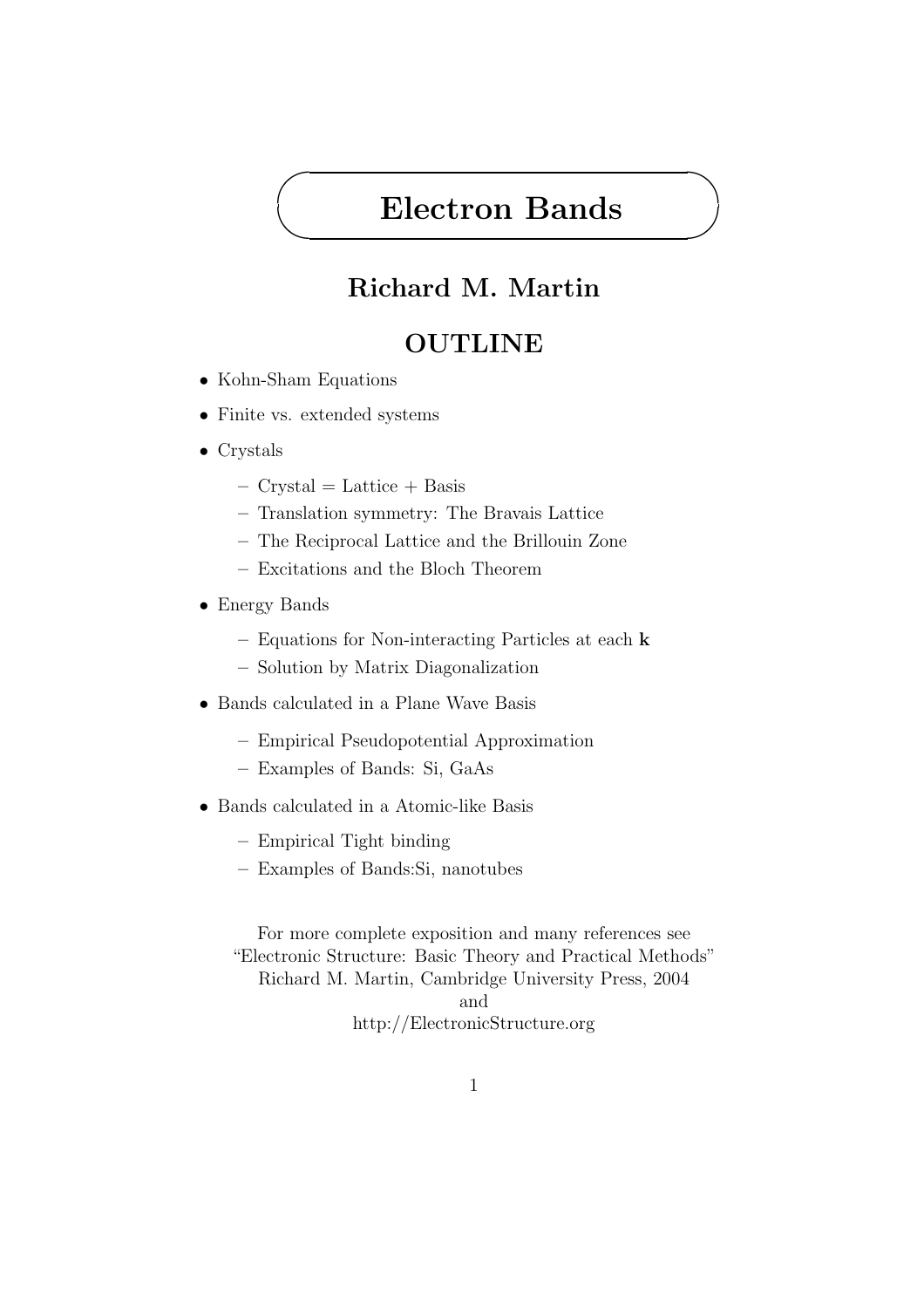# Electron Bands

## Richard M. Martin

## OUTLINE

- Kohn-Sham Equations
- Finite vs. extended systems
- Crystals
  - Crystal = Lattice + Basis
  - Translation symmetry: The Bravais Lattice
  - The Reciprocal Lattice and the Brillouin Zone
  - Excitations and the Bloch Theorem
- Energy Bands
  - Equations for Non-interacting Particles at each $\mathbf{k}$
  - Solution by Matrix Diagonalization
- Bands calculated in a Plane Wave Basis
  - Empirical Pseudopotential Approximation
  - Examples of Bands: Si, GaAs
- Bands calculated in a Atomic-like Basis
  - Empirical Tight binding
  - Examples of Bands:Si, nanotubes

For more complete exposition and many references see
"Electronic Structure: Basic Theory and Practical Methods"
Richard M. Martin, Cambridge University Press, 2004
and
http://ElectronicStructure.org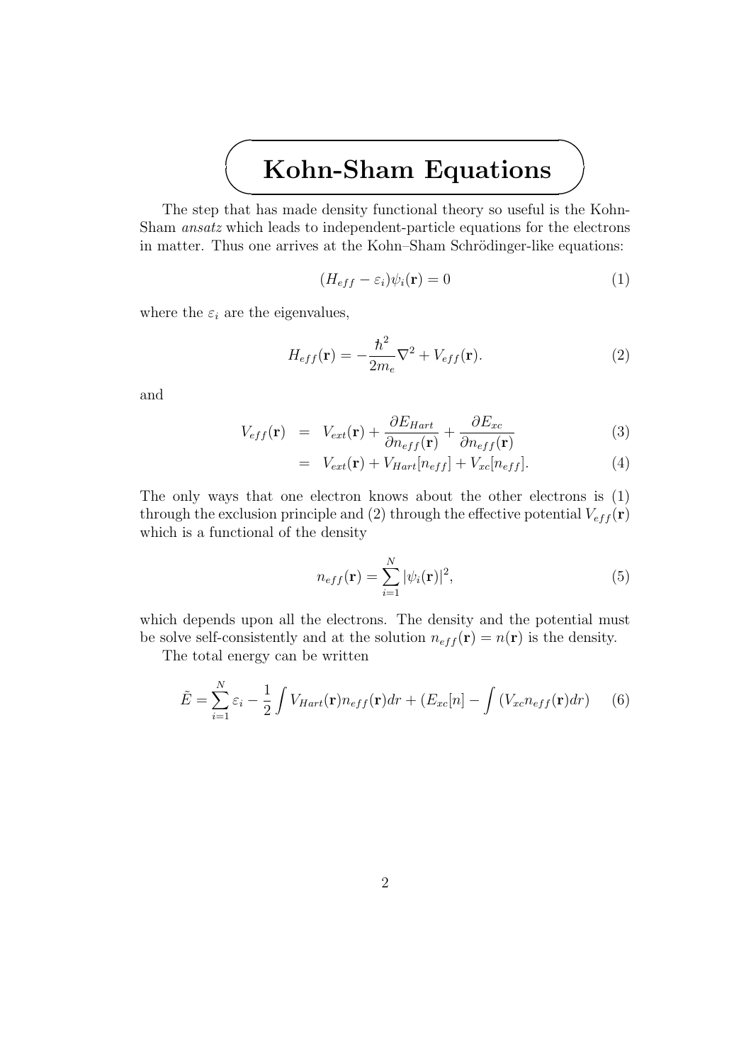# Kohn-Sham Equations

The step that has made density functional theory so useful is the Kohn-Sham *ansatz* which leads to independent-particle equations for the electrons in matter. Thus one arrives at the Kohn–Sham Schrödinger-like equations:

$$(H_{eff} - \varepsilon_i)\psi_i(\mathbf{r}) = 0 \tag{1}$$

where the $\varepsilon_i$ are the eigenvalues,

$$H_{eff}(\mathbf{r}) = -\frac{\hbar^2}{2m_e}\nabla^2 + V_{eff}(\mathbf{r}). \tag{2}$$

and

$$V_{eff}(\mathbf{r}) = V_{ext}(\mathbf{r}) + \frac{\partial E_{Hart}}{\partial n_{eff}(\mathbf{r})} + \frac{\partial E_{xc}}{\partial n_{eff}(\mathbf{r})} \tag{3}$$

$$= V_{ext}(\mathbf{r}) + V_{Hart}[n_{eff}] + V_{xc}[n_{eff}]. \tag{4}$$

The only ways that one electron knows about the other electrons is (1) through the exclusion principle and (2) through the effective potential $V_{eff}(\mathbf{r})$ which is a functional of the density

$$n_{eff}(\mathbf{r}) = \sum_{i=1}^{N} |\psi_i(\mathbf{r})|^2, \tag{5}$$

which depends upon all the electrons. The density and the potential must be solve self-consistently and at the solution $n_{eff}(\mathbf{r}) = n(\mathbf{r})$ is the density.

The total energy can be written

$$\tilde{E} = \sum_{i=1}^{N} \varepsilon_i - \frac{1}{2}\int V_{Hart}(\mathbf{r})n_{eff}(\mathbf{r})dr + (E_{xc}[n] - \int (V_{xc}n_{eff}(\mathbf{r})dr) \tag{6}$$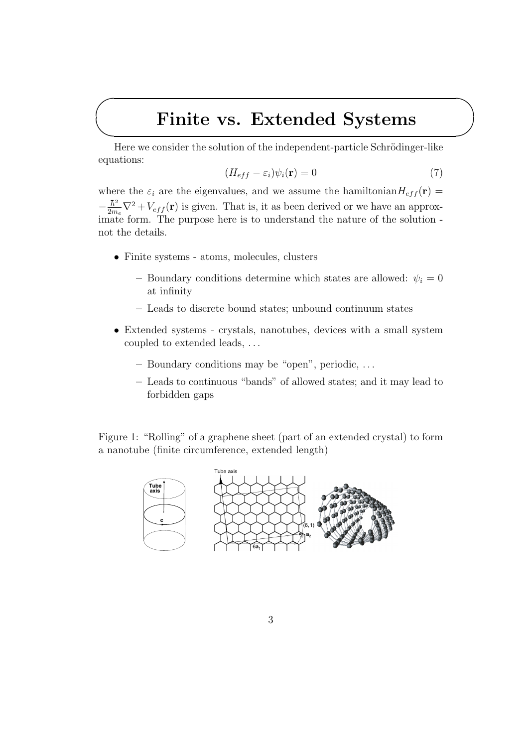# Finite vs. Extended Systems

Here we consider the solution of the independent-particle Schrödinger-like equations:

$$(H_{eff} - \varepsilon_i)\psi_i(\mathbf{r}) = 0 \tag{7}$$

where the $\varepsilon_i$ are the eigenvalues, and we assume the hamiltonian$H_{eff}(\mathbf{r}) = -\frac{\hbar^2}{2m_e}\nabla^2 + V_{eff}(\mathbf{r})$ is given. That is, it as been derived or we have an approximate form. The purpose here is to understand the nature of the solution - not the details.

- Finite systems - atoms, molecules, clusters
  - Boundary conditions determine which states are allowed: $\psi_i = 0$ at infinity
  - Leads to discrete bound states; unbound continuum states
- Extended systems - crystals, nanotubes, devices with a small system coupled to extended leads, ...
  - Boundary conditions may be "open", periodic, ...
  - Leads to continuous "bands" of allowed states; and it may lead to forbidden gaps

Figure 1: "Rolling" of a graphene sheet (part of an extended crystal) to form a nanotube (finite circumference, extended length)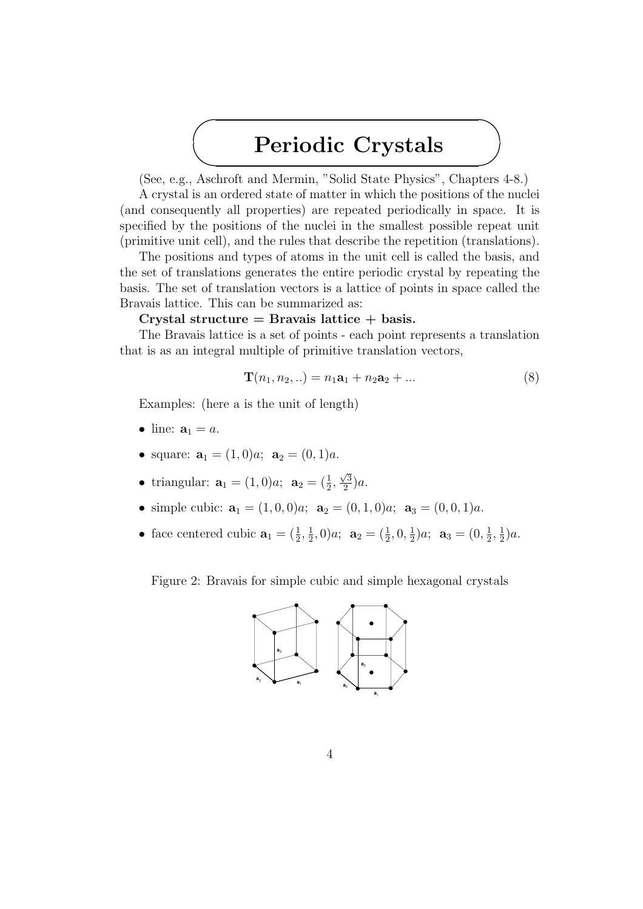# Periodic Crystals

(See, e.g., Aschroft and Mermin, "Solid State Physics", Chapters 4-8.)

A crystal is an ordered state of matter in which the positions of the nuclei (and consequently all properties) are repeated periodically in space. It is specified by the positions of the nuclei in the smallest possible repeat unit (primitive unit cell), and the rules that describe the repetition (translations).

The positions and types of atoms in the unit cell is called the basis, and the set of translations generates the entire periodic crystal by repeating the basis. The set of translation vectors is a lattice of points in space called the Bravais lattice. This can be summarized as:

**Crystal structure = Bravais lattice + basis.**

The Bravais lattice is a set of points - each point represents a translation that is as an integral multiple of primitive translation vectors,

$$\mathbf{T}(n_1, n_2, ..) = n_1\mathbf{a}_1 + n_2\mathbf{a}_2 + ... \tag{8}$$

Examples: (here a is the unit of length)

- line: $\mathbf{a}_1 = a$.
- square: $\mathbf{a}_1 = (1, 0)a$; $\mathbf{a}_2 = (0, 1)a$.
- triangular: $\mathbf{a}_1 = (1, 0)a$; $\mathbf{a}_2 = (\frac{1}{2}, \frac{\sqrt{3}}{2})a$.
- simple cubic: $\mathbf{a}_1 = (1, 0, 0)a$; $\mathbf{a}_2 = (0, 1, 0)a$; $\mathbf{a}_3 = (0, 0, 1)a$.
- face centered cubic $\mathbf{a}_1 = (\frac{1}{2}, \frac{1}{2}, 0)a$; $\mathbf{a}_2 = (\frac{1}{2}, 0, \frac{1}{2})a$; $\mathbf{a}_3 = (0, \frac{1}{2}, \frac{1}{2})a$.

Figure 2: Bravais for simple cubic and simple hexagonal crystals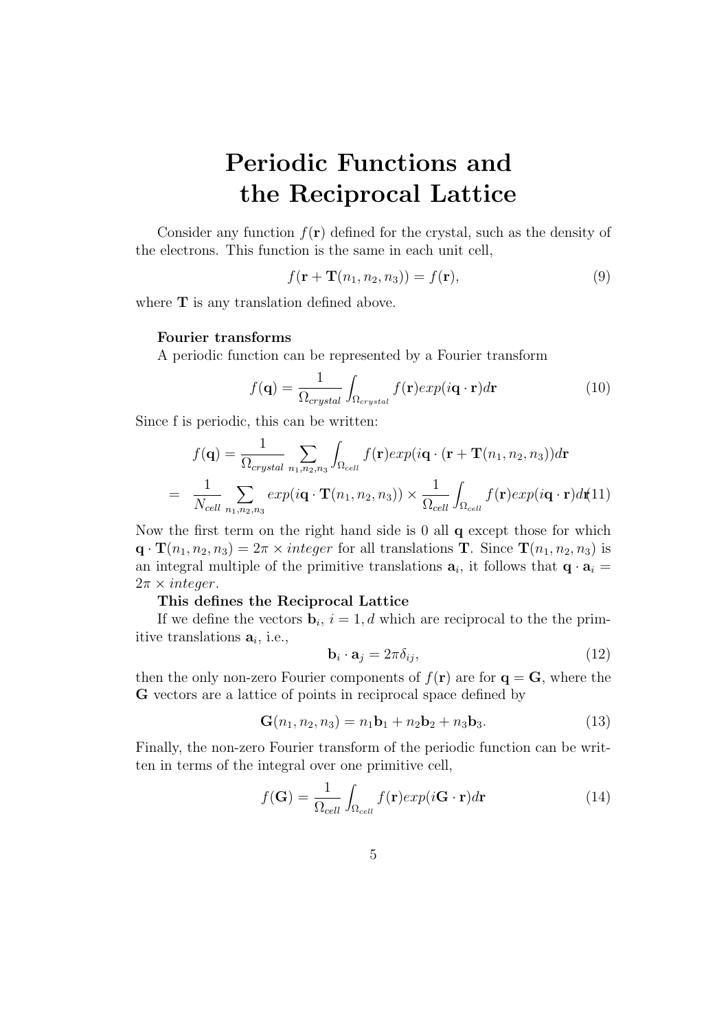# Periodic Functions and the Reciprocal Lattice

Consider any function $f(\mathbf{r})$ defined for the crystal, such as the density of the electrons. This function is the same in each unit cell,

$$f(\mathbf{r} + \mathbf{T}(n_1, n_2, n_3)) = f(\mathbf{r}), \tag{9}$$

where $\mathbf{T}$ is any translation defined above.

**Fourier transforms**

A periodic function can be represented by a Fourier transform

$$f(\mathbf{q}) = \frac{1}{\Omega_{crystal}} \int_{\Omega_{crystal}} f(\mathbf{r}) exp(i\mathbf{q} \cdot \mathbf{r}) d\mathbf{r} \tag{10}$$

Since f is periodic, this can be written:

$$\begin{aligned} f(\mathbf{q}) &= \frac{1}{\Omega_{crystal}} \sum_{n_1,n_2,n_3} \int_{\Omega_{cell}} f(\mathbf{r}) exp(i\mathbf{q} \cdot (\mathbf{r} + \mathbf{T}(n_1, n_2, n_3)) d\mathbf{r} \\ &= \frac{1}{N_{cell}} \sum_{n_1,n_2,n_3} exp(i\mathbf{q} \cdot \mathbf{T}(n_1, n_2, n_3)) \times \frac{1}{\Omega_{cell}} \int_{\Omega_{cell}} f(\mathbf{r}) exp(i\mathbf{q} \cdot \mathbf{r}) d\mathbf{r} \end{aligned} \tag{11}$$

Now the first term on the right hand side is 0 all $\mathbf{q}$ except those for which $\mathbf{q} \cdot \mathbf{T}(n_1, n_2, n_3) = 2\pi \times integer$ for all translations $\mathbf{T}$. Since $\mathbf{T}(n_1, n_2, n_3)$ is an integral multiple of the primitive translations $\mathbf{a}_i$, it follows that $\mathbf{q} \cdot \mathbf{a}_i = 2\pi \times integer$.

**This defines the Reciprocal Lattice**

If we define the vectors $\mathbf{b}_i$, $i = 1, d$ which are reciprocal to the the primitive translations $\mathbf{a}_i$, i.e.,

$$\mathbf{b}_i \cdot \mathbf{a}_j = 2\pi\delta_{ij}, \tag{12}$$

then the only non-zero Fourier components of $f(\mathbf{r})$ are for $\mathbf{q} = \mathbf{G}$, where the $\mathbf{G}$ vectors are a lattice of points in reciprocal space defined by

$$\mathbf{G}(n_1, n_2, n_3) = n_1\mathbf{b}_1 + n_2\mathbf{b}_2 + n_3\mathbf{b}_3. \tag{13}$$

Finally, the non-zero Fourier transform of the periodic function can be written in terms of the integral over one primitive cell,

$$f(\mathbf{G}) = \frac{1}{\Omega_{cell}} \int_{\Omega_{cell}} f(\mathbf{r}) exp(i\mathbf{G} \cdot \mathbf{r}) d\mathbf{r} \tag{14}$$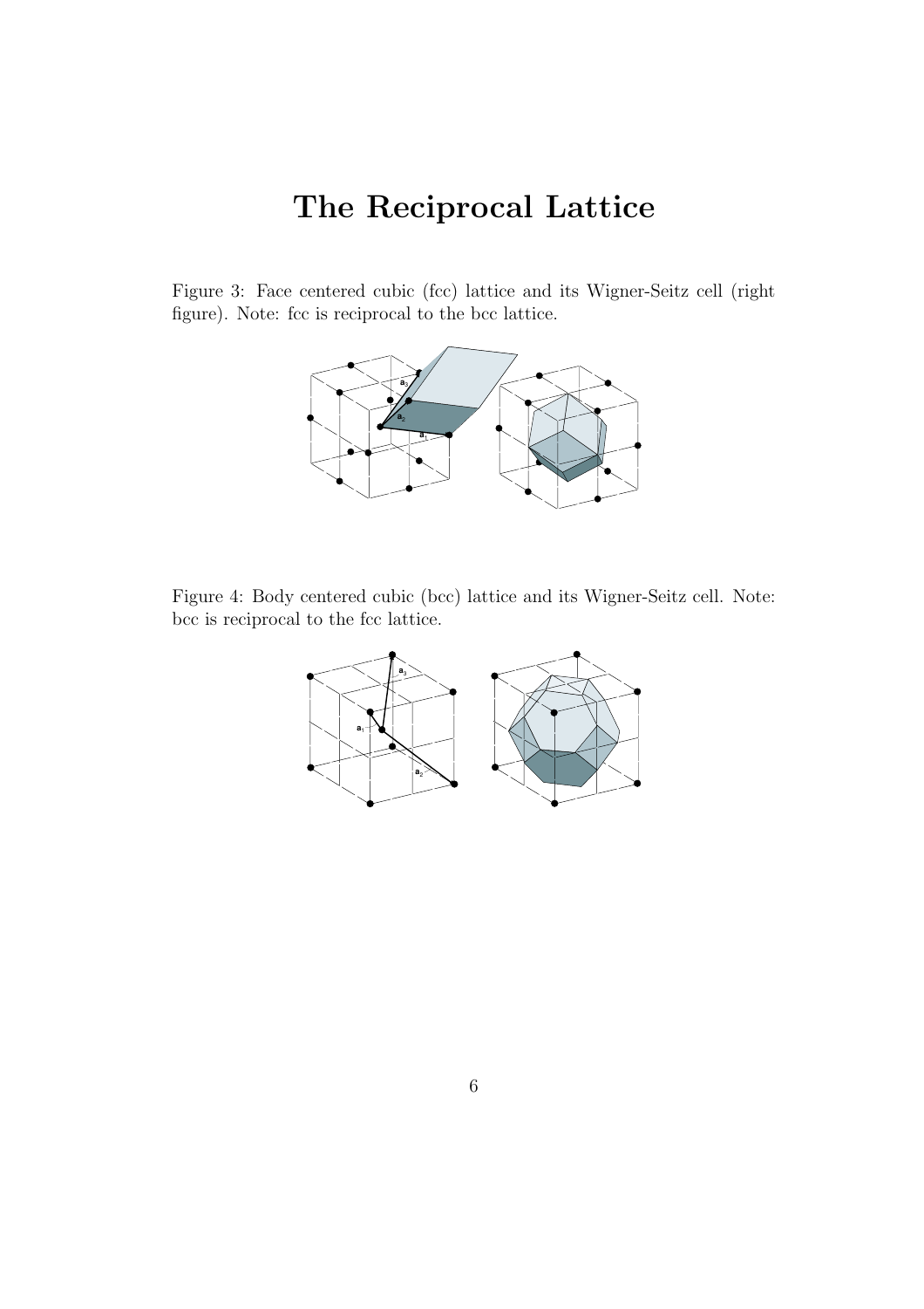# The Reciprocal Lattice

Figure 3: Face centered cubic (fcc) lattice and its Wigner-Seitz cell (right figure). Note: fcc is reciprocal to the bcc lattice.

Figure 4: Body centered cubic (bcc) lattice and its Wigner-Seitz cell. Note: bcc is reciprocal to the fcc lattice.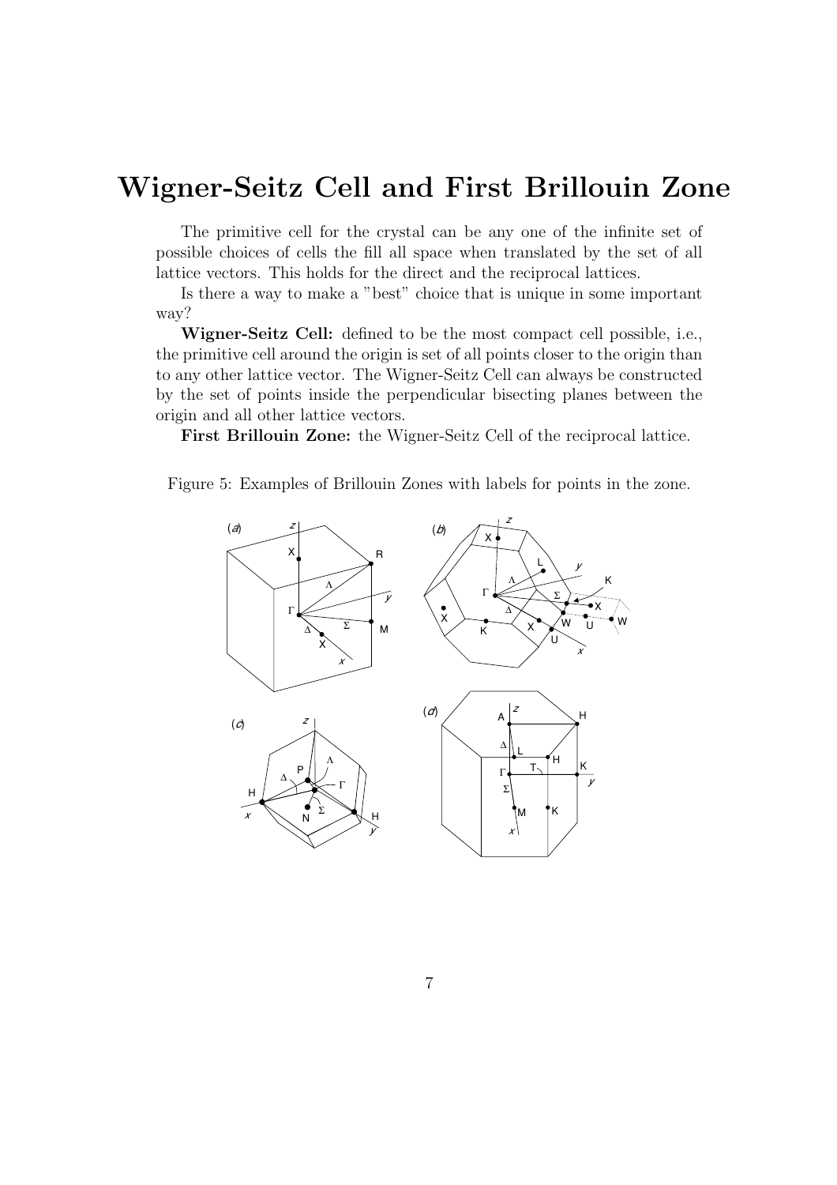# Wigner-Seitz Cell and First Brillouin Zone

The primitive cell for the crystal can be any one of the infinite set of possible choices of cells the fill all space when translated by the set of all lattice vectors. This holds for the direct and the reciprocal lattices.

Is there a way to make a "best" choice that is unique in some important way?

**Wigner-Seitz Cell:** defined to be the most compact cell possible, i.e., the primitive cell around the origin is set of all points closer to the origin than to any other lattice vector. The Wigner-Seitz Cell can always be constructed by the set of points inside the perpendicular bisecting planes between the origin and all other lattice vectors.

**First Brillouin Zone:** the Wigner-Seitz Cell of the reciprocal lattice.

Figure 5: Examples of Brillouin Zones with labels for points in the zone.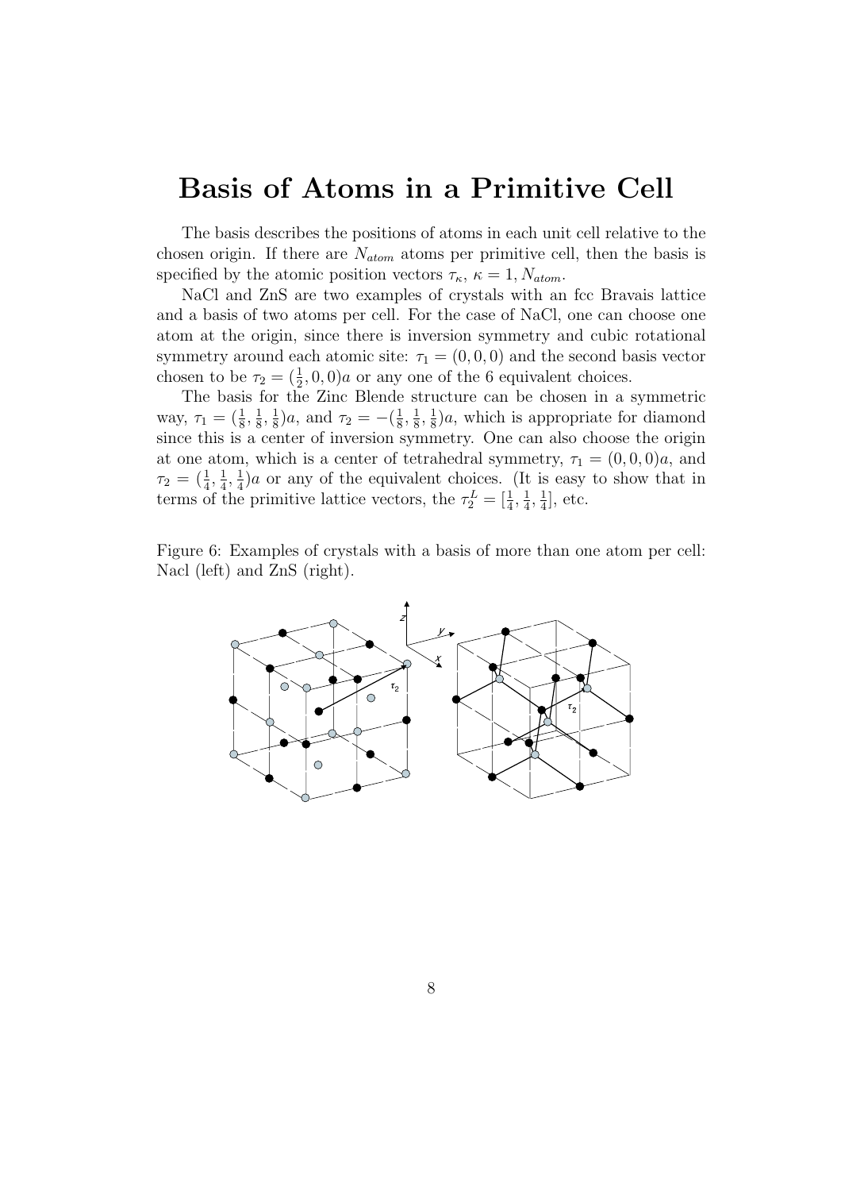# Basis of Atoms in a Primitive Cell

The basis describes the positions of atoms in each unit cell relative to the chosen origin. If there are $N_{atom}$ atoms per primitive cell, then the basis is specified by the atomic position vectors $\tau_\kappa$, $\kappa = 1, N_{atom}$.

NaCl and ZnS are two examples of crystals with an fcc Bravais lattice and a basis of two atoms per cell. For the case of NaCl, one can choose one atom at the origin, since there is inversion symmetry and cubic rotational symmetry around each atomic site: $\tau_1 = (0, 0, 0)$ and the second basis vector chosen to be $\tau_2 = (\frac{1}{2}, 0, 0)a$ or any one of the 6 equivalent choices.

The basis for the Zinc Blende structure can be chosen in a symmetric way, $\tau_1 = (\frac{1}{8}, \frac{1}{8}, \frac{1}{8})a$, and $\tau_2 = -(\frac{1}{8}, \frac{1}{8}, \frac{1}{8})a$, which is appropriate for diamond since this is a center of inversion symmetry. One can also choose the origin at one atom, which is a center of tetrahedral symmetry, $\tau_1 = (0, 0, 0)a$, and $\tau_2 = (\frac{1}{4}, \frac{1}{4}, \frac{1}{4})a$ or any of the equivalent choices. (It is easy to show that in terms of the primitive lattice vectors, the $\tau_2^L = [\frac{1}{4}, \frac{1}{4}, \frac{1}{4}]$, etc.

Figure 6: Examples of crystals with a basis of more than one atom per cell: Nacl (left) and ZnS (right).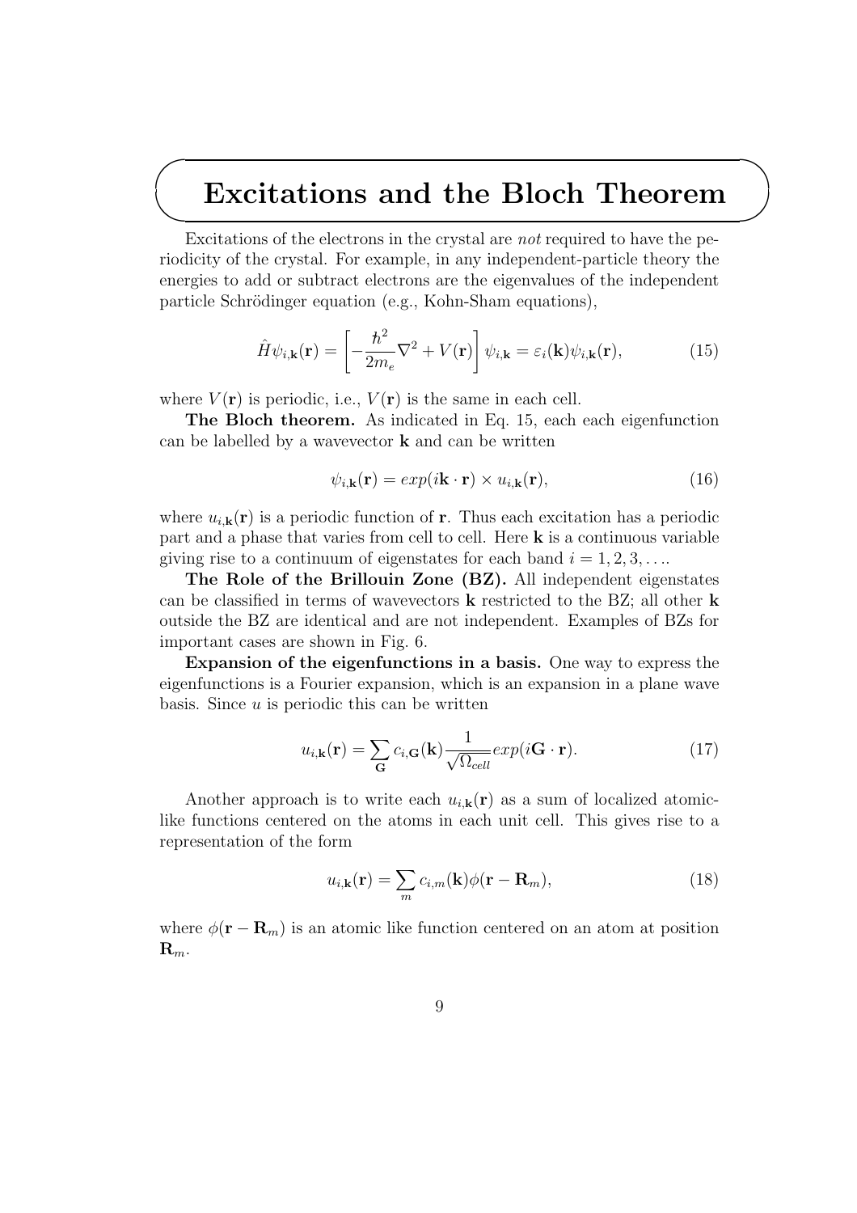# Excitations and the Bloch Theorem

Excitations of the electrons in the crystal are *not* required to have the periodicity of the crystal. For example, in any independent-particle theory the energies to add or subtract electrons are the eigenvalues of the independent particle Schrödinger equation (e.g., Kohn-Sham equations),

$$\hat{H}\psi_{i,\mathbf{k}}(\mathbf{r}) = \left[-\frac{\hbar^2}{2m_e}\nabla^2 + V(\mathbf{r})\right]\psi_{i,\mathbf{k}} = \varepsilon_i(\mathbf{k})\psi_{i,\mathbf{k}}(\mathbf{r}), \tag{15}$$

where $V(\mathbf{r})$ is periodic, i.e., $V(\mathbf{r})$ is the same in each cell.

**The Bloch theorem.** As indicated in Eq. 15, each each eigenfunction can be labelled by a wavevector $\mathbf{k}$ and can be written

$$\psi_{i,\mathbf{k}}(\mathbf{r}) = exp(i\mathbf{k}\cdot\mathbf{r}) \times u_{i,\mathbf{k}}(\mathbf{r}), \tag{16}$$

where $u_{i,\mathbf{k}}(\mathbf{r})$ is a periodic function of $\mathbf{r}$. Thus each excitation has a periodic part and a phase that varies from cell to cell. Here $\mathbf{k}$ is a continuous variable giving rise to a continuum of eigenstates for each band $i = 1, 2, 3, \ldots$.

**The Role of the Brillouin Zone (BZ).** All independent eigenstates can be classified in terms of wavevectors $\mathbf{k}$ restricted to the BZ; all other $\mathbf{k}$ outside the BZ are identical and are not independent. Examples of BZs for important cases are shown in Fig. 6.

**Expansion of the eigenfunctions in a basis.** One way to express the eigenfunctions is a Fourier expansion, which is an expansion in a plane wave basis. Since $u$ is periodic this can be written

$$u_{i,\mathbf{k}}(\mathbf{r}) = \sum_{\mathbf{G}} c_{i,\mathbf{G}}(\mathbf{k})\frac{1}{\sqrt{\Omega_{cell}}}exp(i\mathbf{G}\cdot\mathbf{r}). \tag{17}$$

Another approach is to write each $u_{i,\mathbf{k}}(\mathbf{r})$ as a sum of localized atomic-like functions centered on the atoms in each unit cell. This gives rise to a representation of the form

$$u_{i,\mathbf{k}}(\mathbf{r}) = \sum_{m} c_{i,m}(\mathbf{k})\phi(\mathbf{r}-\mathbf{R}_m), \tag{18}$$

where $\phi(\mathbf{r}-\mathbf{R}_m)$ is an atomic like function centered on an atom at position $\mathbf{R}_m$.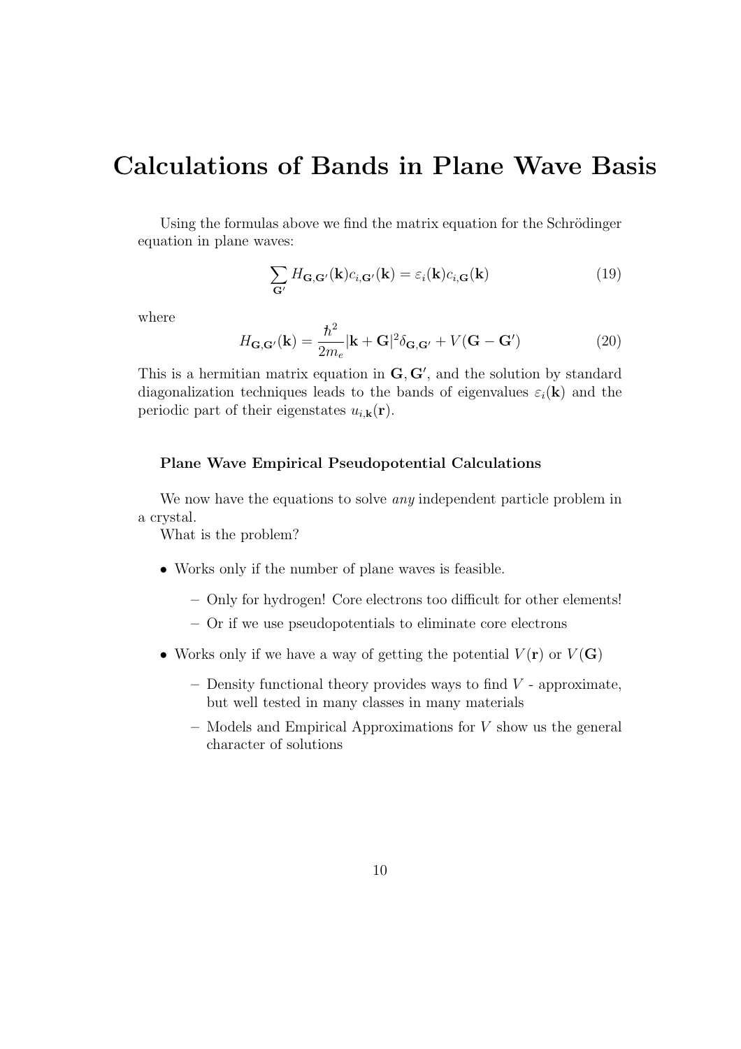# Calculations of Bands in Plane Wave Basis

Using the formulas above we find the matrix equation for the Schrödinger equation in plane waves:

$$\sum_{\mathbf{G}'} H_{\mathbf{G},\mathbf{G}'}(\mathbf{k}) c_{i,\mathbf{G}'}(\mathbf{k}) = \varepsilon_i(\mathbf{k}) c_{i,\mathbf{G}}(\mathbf{k}) \tag{19}$$

where

$$H_{\mathbf{G},\mathbf{G}'}(\mathbf{k}) = \frac{\hbar^2}{2m_e} |\mathbf{k} + \mathbf{G}|^2 \delta_{\mathbf{G},\mathbf{G}'} + V(\mathbf{G} - \mathbf{G}') \tag{20}$$

This is a hermitian matrix equation in $\mathbf{G}, \mathbf{G}'$, and the solution by standard diagonalization techniques leads to the bands of eigenvalues $\varepsilon_i(\mathbf{k})$ and the periodic part of their eigenstates $u_{i,\mathbf{k}}(\mathbf{r})$.

### Plane Wave Empirical Pseudopotential Calculations

We now have the equations to solve *any* independent particle problem in a crystal.

What is the problem?

- Works only if the number of plane waves is feasible.
  - Only for hydrogen! Core electrons too difficult for other elements!
  - Or if we use pseudopotentials to eliminate core electrons
- Works only if we have a way of getting the potential $V(\mathbf{r})$ or $V(\mathbf{G})$
  - Density functional theory provides ways to find $V$ - approximate, but well tested in many classes in many materials
  - Models and Empirical Approximations for $V$ show us the general character of solutions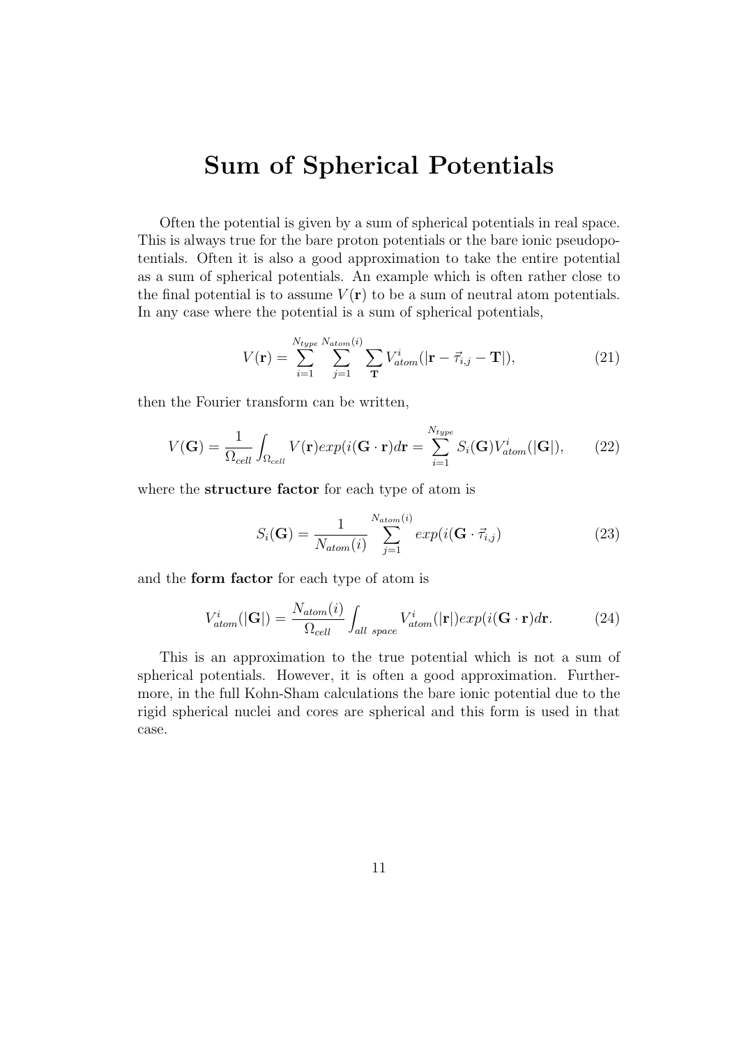# Sum of Spherical Potentials

Often the potential is given by a sum of spherical potentials in real space. This is always true for the bare proton potentials or the bare ionic pseudopotentials. Often it is also a good approximation to take the entire potential as a sum of spherical potentials. An example which is often rather close to the final potential is to assume $V(\mathbf{r})$ to be a sum of neutral atom potentials. In any case where the potential is a sum of spherical potentials,

$$V(\mathbf{r}) = \sum_{i=1}^{N_{type}} \sum_{j=1}^{N_{atom}(i)} \sum_{\mathbf{T}} V_{atom}^{i}(|\mathbf{r} - \vec{\tau}_{i,j} - \mathbf{T}|), \tag{21}$$

then the Fourier transform can be written,

$$V(\mathbf{G}) = \frac{1}{\Omega_{cell}} \int_{\Omega_{cell}} V(\mathbf{r}) exp(i(\mathbf{G} \cdot \mathbf{r}) d\mathbf{r} = \sum_{i=1}^{N_{type}} S_i(\mathbf{G}) V_{atom}^{i}(|\mathbf{G}|), \tag{22}$$

where the **structure factor** for each type of atom is

$$S_i(\mathbf{G}) = \frac{1}{N_{atom}(i)} \sum_{j=1}^{N_{atom}(i)} exp(i(\mathbf{G} \cdot \vec{\tau}_{i,j}) \tag{23}$$

and the **form factor** for each type of atom is

$$V_{atom}^{i}(|\mathbf{G}|) = \frac{N_{atom}(i)}{\Omega_{cell}} \int_{all\ space} V_{atom}^{i}(|\mathbf{r}|) exp(i(\mathbf{G} \cdot \mathbf{r}) d\mathbf{r}. \tag{24}$$

This is an approximation to the true potential which is not a sum of spherical potentials. However, it is often a good approximation. Furthermore, in the full Kohn-Sham calculations the bare ionic potential due to the rigid spherical nuclei and cores are spherical and this form is used in that case.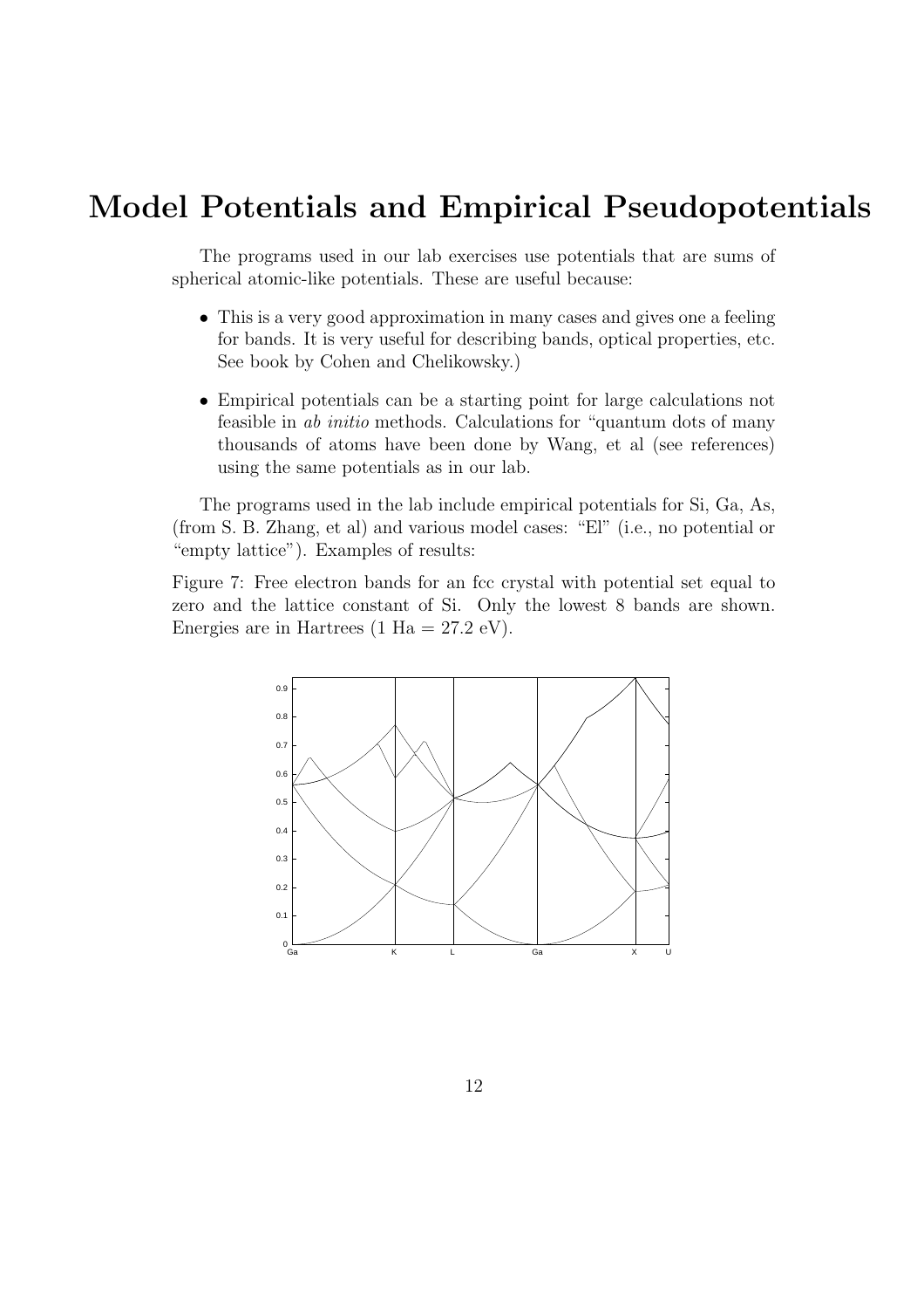# Model Potentials and Empirical Pseudopotentials

The programs used in our lab exercises use potentials that are sums of spherical atomic-like potentials. These are useful because:

- This is a very good approximation in many cases and gives one a feeling for bands. It is very useful for describing bands, optical properties, etc. See book by Cohen and Chelikowsky.)
- Empirical potentials can be a starting point for large calculations not feasible in *ab initio* methods. Calculations for "quantum dots of many thousands of atoms have been done by Wang, et al (see references) using the same potentials as in our lab.

The programs used in the lab include empirical potentials for Si, Ga, As, (from S. B. Zhang, et al) and various model cases: "El" (i.e., no potential or "empty lattice"). Examples of results:

Figure 7: Free electron bands for an fcc crystal with potential set equal to zero and the lattice constant of Si. Only the lowest 8 bands are shown. Energies are in Hartrees (1 Ha = 27.2 eV).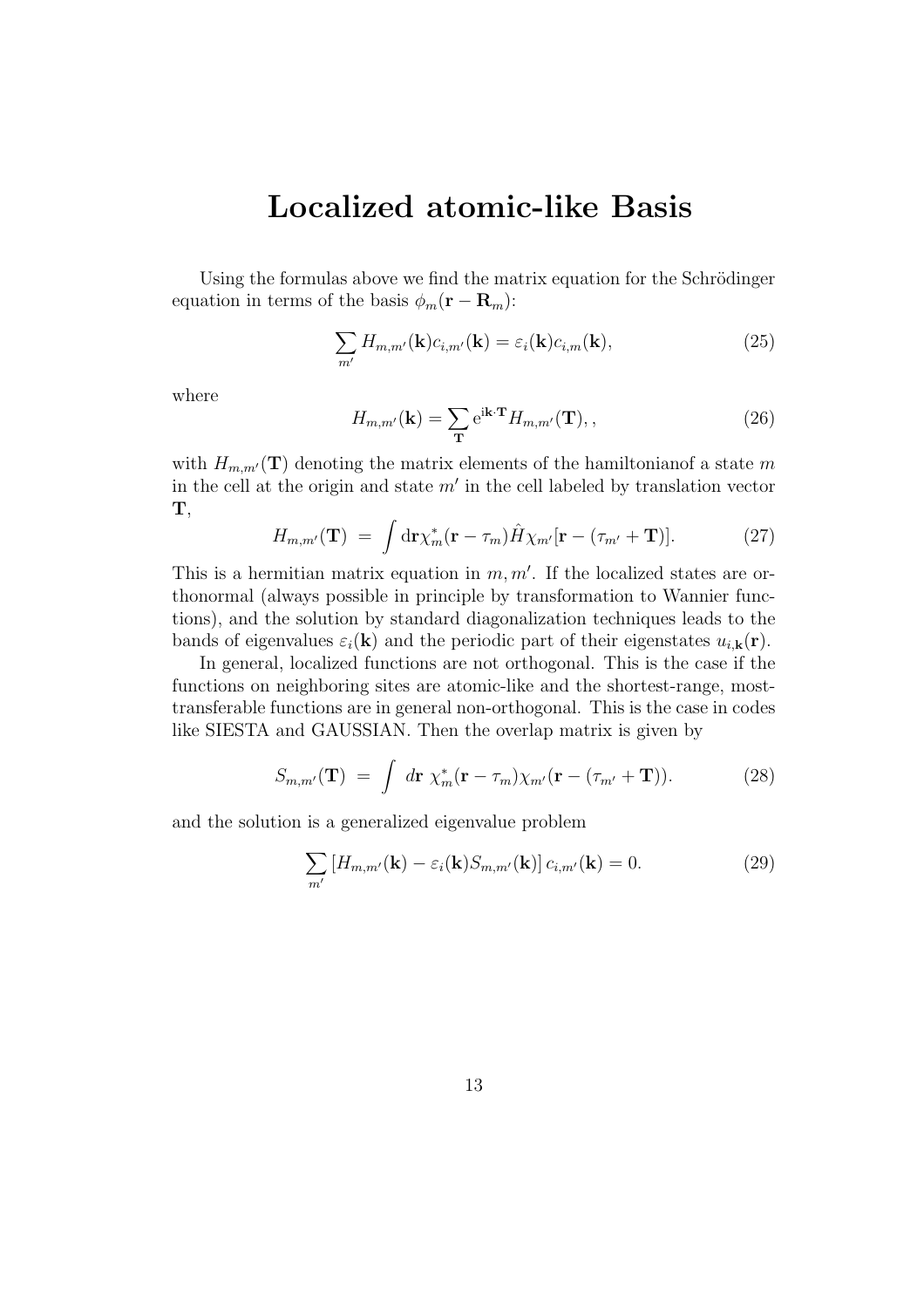# Localized atomic-like Basis

Using the formulas above we find the matrix equation for the Schrödinger equation in terms of the basis $\phi_m(\mathbf{r} - \mathbf{R}_m)$:

$$\sum_{m'} H_{m,m'}(\mathbf{k}) c_{i,m'}(\mathbf{k}) = \varepsilon_i(\mathbf{k}) c_{i,m}(\mathbf{k}), \tag{25}$$

where

$$H_{m,m'}(\mathbf{k}) = \sum_{\mathbf{T}} \mathrm{e}^{\mathrm{i}\mathbf{k}\cdot\mathbf{T}} H_{m,m'}(\mathbf{T}), , \tag{26}$$

with $H_{m,m'}(\mathbf{T})$ denoting the matrix elements of the hamiltonianof a state $m$ in the cell at the origin and state $m'$ in the cell labeled by translation vector $\mathbf{T}$,

$$H_{m,m'}(\mathbf{T}) \;=\; \int \mathrm{d}\mathbf{r} \chi^*_m(\mathbf{r} - \tau_m) \hat{H} \chi_{m'}[\mathbf{r} - (\tau_{m'} + \mathbf{T})]. \tag{27}$$

This is a hermitian matrix equation in $m, m'$. If the localized states are orthonormal (always possible in principle by transformation to Wannier functions), and the solution by standard diagonalization techniques leads to the bands of eigenvalues $\varepsilon_i(\mathbf{k})$ and the periodic part of their eigenstates $u_{i,\mathbf{k}}(\mathbf{r})$.

In general, localized functions are not orthogonal. This is the case if the functions on neighboring sites are atomic-like and the shortest-range, most-transferable functions are in general non-orthogonal. This is the case in codes like SIESTA and GAUSSIAN. Then the overlap matrix is given by

$$S_{m,m'}(\mathbf{T}) \;=\; \int \, d\mathbf{r} \; \chi^*_m(\mathbf{r} - \tau_m) \chi_{m'}(\mathbf{r} - (\tau_{m'} + \mathbf{T})). \tag{28}$$

and the solution is a generalized eigenvalue problem

$$\sum_{m'} \left[ H_{m,m'}(\mathbf{k}) - \varepsilon_i(\mathbf{k}) S_{m,m'}(\mathbf{k}) \right] c_{i,m'}(\mathbf{k}) = 0. \tag{29}$$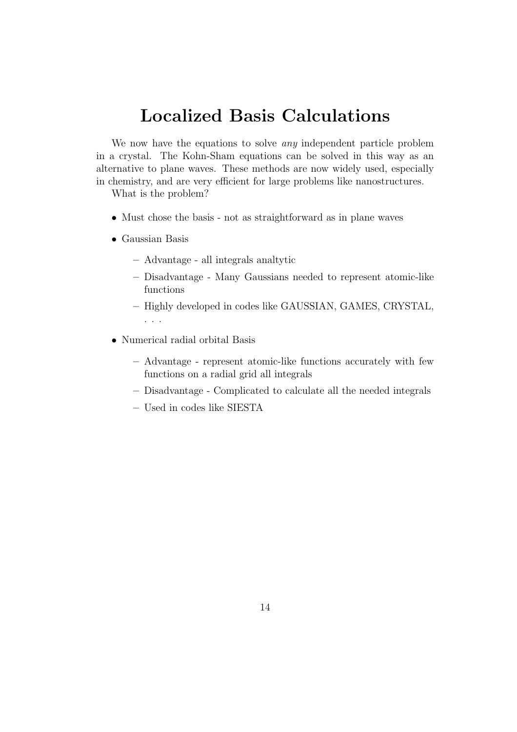# Localized Basis Calculations

We now have the equations to solve *any* independent particle problem in a crystal. The Kohn-Sham equations can be solved in this way as an alternative to plane waves. These methods are now widely used, especially in chemistry, and are very efficient for large problems like nanostructures.

What is the problem?

- Must chose the basis - not as straightforward as in plane waves
- Gaussian Basis
  - Advantage - all integrals analtytic
  - Disadvantage - Many Gaussians needed to represent atomic-like functions
  - Highly developed in codes like GAUSSIAN, GAMES, CRYSTAL, . . .
- Numerical radial orbital Basis
  - Advantage - represent atomic-like functions accurately with few functions on a radial grid all integrals
  - Disadvantage - Complicated to calculate all the needed integrals
  - Used in codes like SIESTA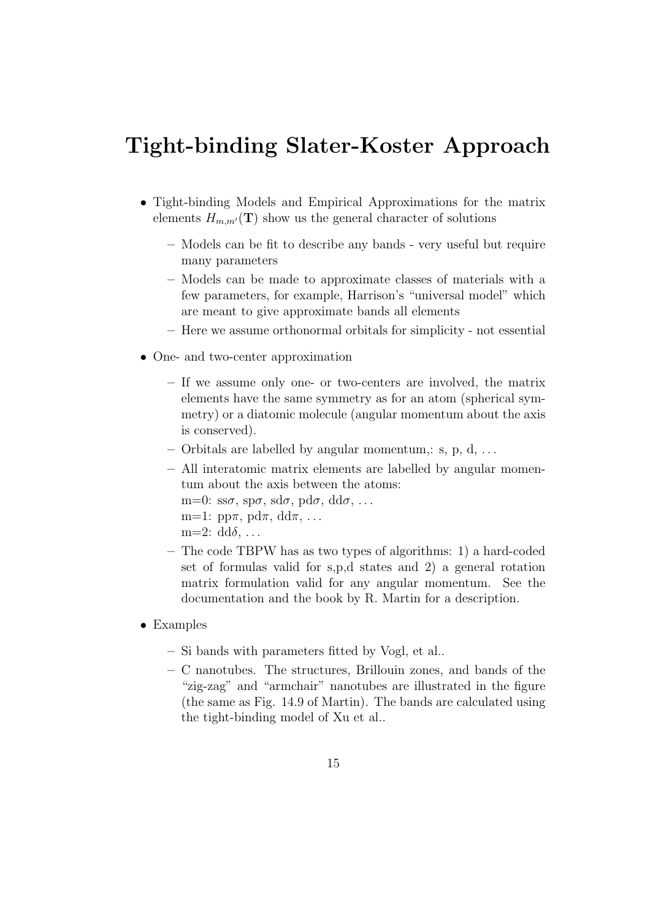# Tight-binding Slater-Koster Approach

- Tight-binding Models and Empirical Approximations for the matrix elements $H_{m,m'}(\mathbf{T})$ show us the general character of solutions
  - Models can be fit to describe any bands - very useful but require many parameters
  - Models can be made to approximate classes of materials with a few parameters, for example, Harrison's "universal model" which are meant to give approximate bands all elements
  - Here we assume orthonormal orbitals for simplicity - not essential
- One- and two-center approximation
  - If we assume only one- or two-centers are involved, the matrix elements have the same symmetry as for an atom (spherical symmetry) or a diatomic molecule (angular momentum about the axis is conserved).
  - Orbitals are labelled by angular momentum,: s, p, d, ...
  - All interatomic matrix elements are labelled by angular momentum about the axis between the atoms:
    m=0: ss$\sigma$, sp$\sigma$, sd$\sigma$, pd$\sigma$, dd$\sigma$, ...
    m=1: pp$\pi$, pd$\pi$, dd$\pi$, ...
    m=2: dd$\delta$, ...
  - The code TBPW has as two types of algorithms: 1) a hard-coded set of formulas valid for s,p,d states and 2) a general rotation matrix formulation valid for any angular momentum. See the documentation and the book by R. Martin for a description.
- Examples
  - Si bands with parameters fitted by Vogl, et al..
  - C nanotubes. The structures, Brillouin zones, and bands of the "zig-zag" and "armchair" nanotubes are illustrated in the figure (the same as Fig. 14.9 of Martin). The bands are calculated using the tight-binding model of Xu et al..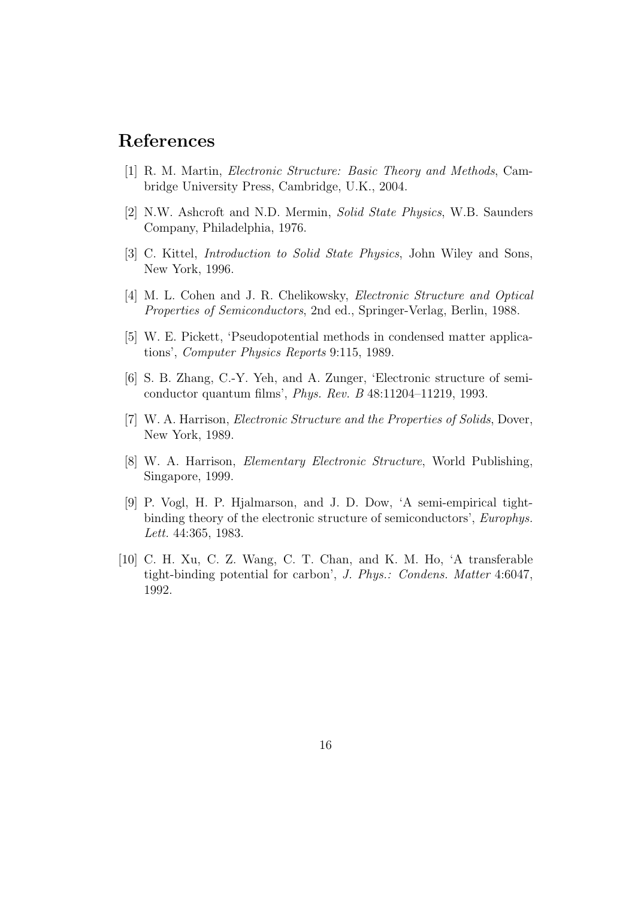# References

[1] R. M. Martin, *Electronic Structure: Basic Theory and Methods*, Cambridge University Press, Cambridge, U.K., 2004.

[2] N.W. Ashcroft and N.D. Mermin, *Solid State Physics*, W.B. Saunders Company, Philadelphia, 1976.

[3] C. Kittel, *Introduction to Solid State Physics*, John Wiley and Sons, New York, 1996.

[4] M. L. Cohen and J. R. Chelikowsky, *Electronic Structure and Optical Properties of Semiconductors*, 2nd ed., Springer-Verlag, Berlin, 1988.

[5] W. E. Pickett, 'Pseudopotential methods in condensed matter applications', *Computer Physics Reports* 9:115, 1989.

[6] S. B. Zhang, C.-Y. Yeh, and A. Zunger, 'Electronic structure of semiconductor quantum films', *Phys. Rev. B* 48:11204–11219, 1993.

[7] W. A. Harrison, *Electronic Structure and the Properties of Solids*, Dover, New York, 1989.

[8] W. A. Harrison, *Elementary Electronic Structure*, World Publishing, Singapore, 1999.

[9] P. Vogl, H. P. Hjalmarson, and J. D. Dow, 'A semi-empirical tight-binding theory of the electronic structure of semiconductors', *Europhys. Lett.* 44:365, 1983.

[10] C. H. Xu, C. Z. Wang, C. T. Chan, and K. M. Ho, 'A transferable tight-binding potential for carbon', *J. Phys.: Condens. Matter* 4:6047, 1992.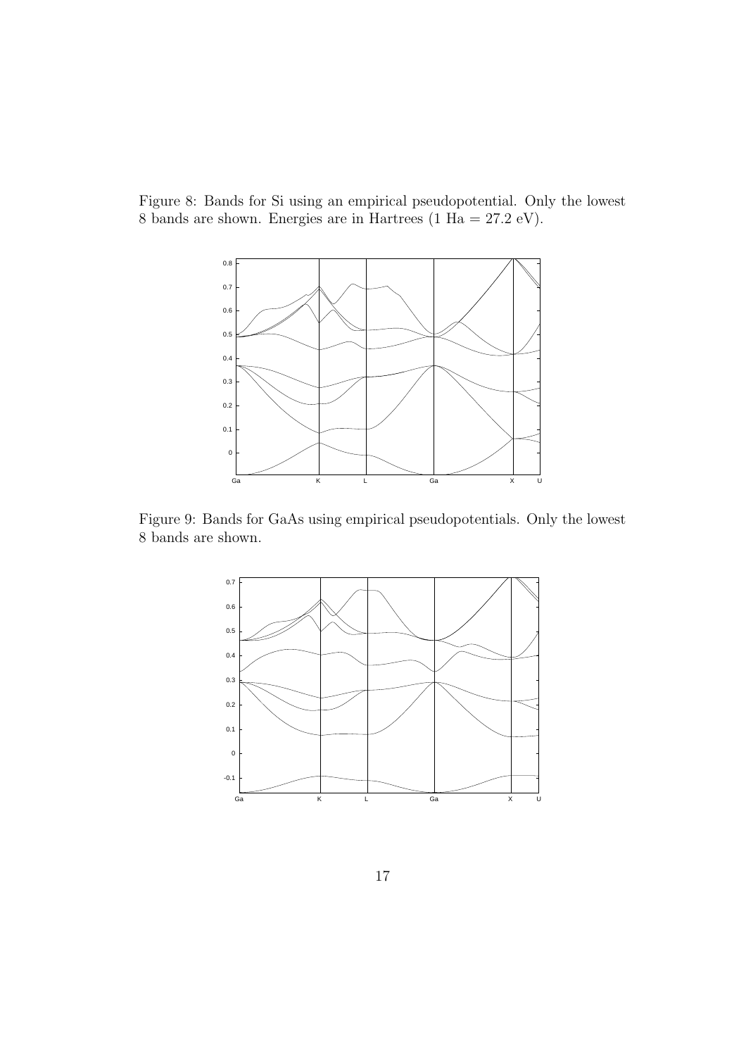Figure 8: Bands for Si using an empirical pseudopotential. Only the lowest 8 bands are shown. Energies are in Hartrees (1 Ha = 27.2 eV).

Figure 9: Bands for GaAs using empirical pseudopotentials. Only the lowest 8 bands are shown.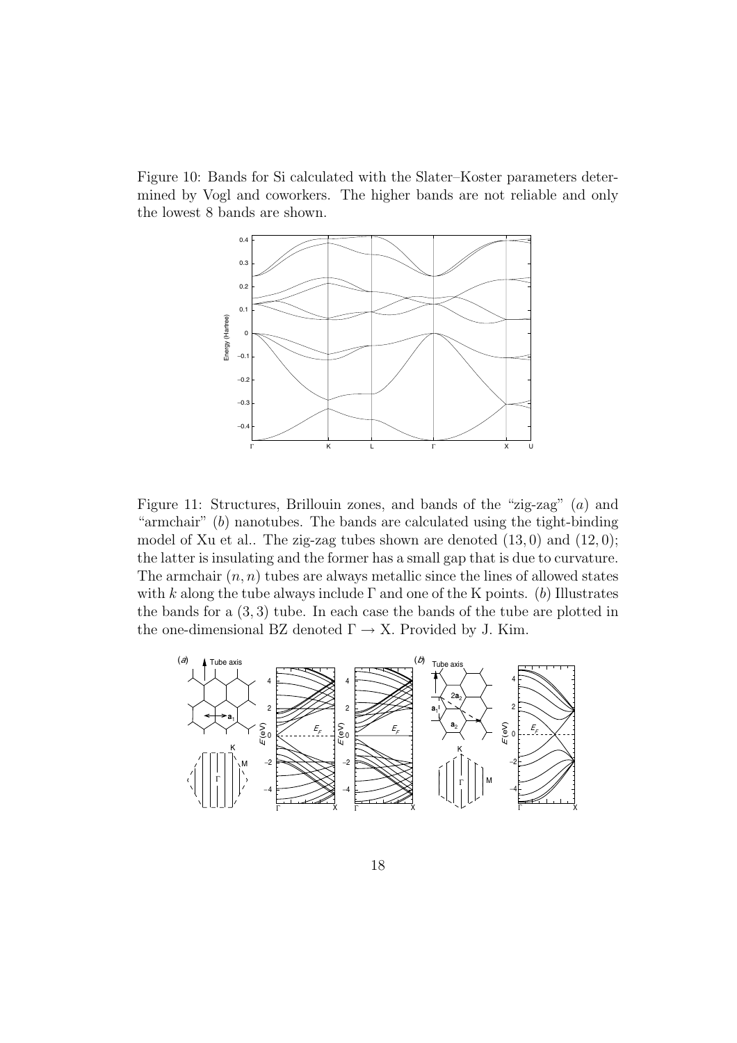Figure 10: Bands for Si calculated with the Slater–Koster parameters determined by Vogl and coworkers. The higher bands are not reliable and only the lowest 8 bands are shown.

Energy (Hartree)

0.4
0.3
0.2
0.1
0
−0.1
−0.2
−0.3
−0.4

Γ K L Γ X U

Figure 11: Structures, Brillouin zones, and bands of the "zig-zag" ($a$) and "armchair" ($b$) nanotubes. The bands are calculated using the tight-binding model of Xu et al.. The zig-zag tubes shown are denoted $(13, 0)$ and $(12, 0)$; the latter is insulating and the former has a small gap that is due to curvature. The armchair $(n, n)$ tubes are always metallic since the lines of allowed states with $k$ along the tube always include Γ and one of the K points. ($b$) Illustrates the bands for a $(3, 3)$ tube. In each case the bands of the tube are plotted in the one-dimensional BZ denoted Γ → X. Provided by J. Kim.

(a) Tube axis
$\mathbf{a}_1$
K
M
Γ

E (eV)
4
2
0
−2
−4
$E_F$
Γ X

E (eV)
4
2
0
−2
−4
$E_F$
Γ X

(b) Tube axis
$2\mathbf{a}_2$
$\mathbf{a}_1$
$\mathbf{a}_2$
K
Γ
M

E (eV)
4
2
0
−2
−4
$E_F$
Γ X